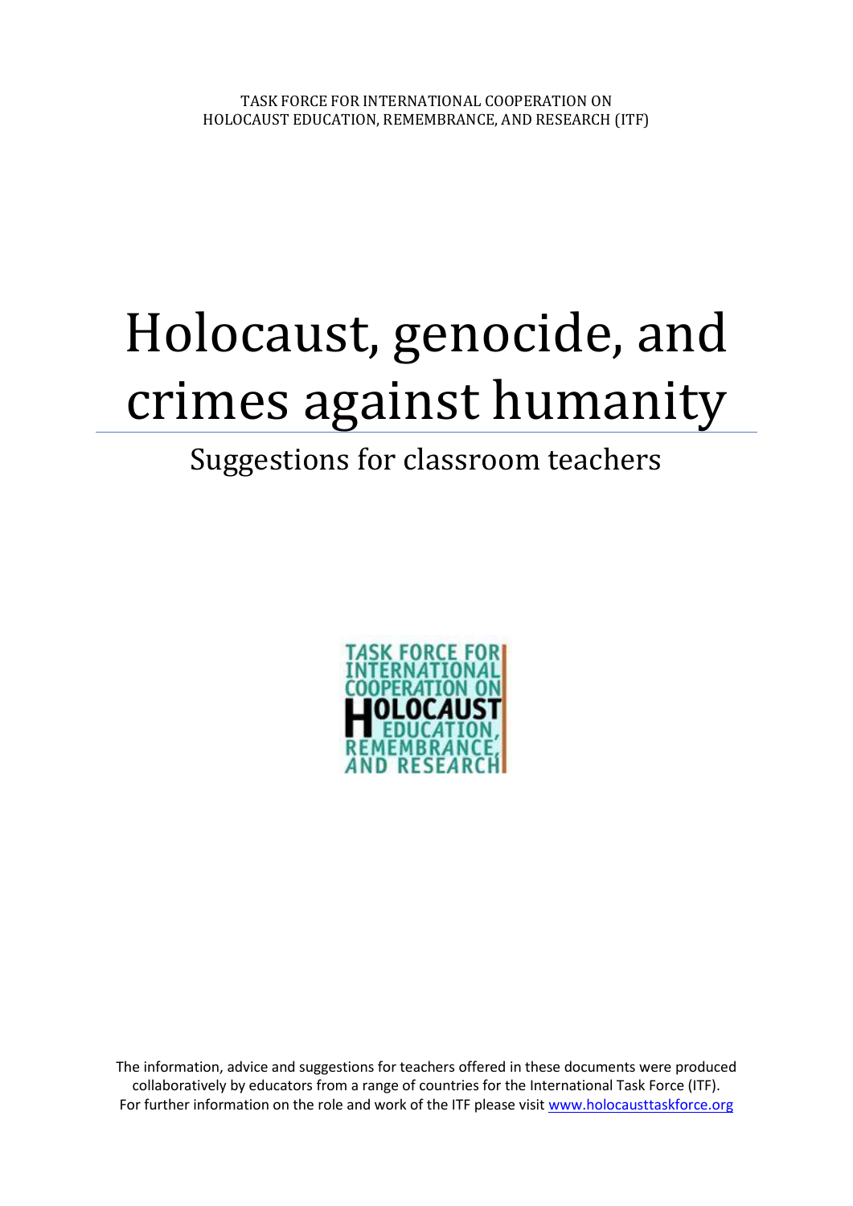TASK FORCE FOR INTERNATIONAL COOPERATION ON HOLOCAUST EDUCATION, REMEMBRANCE, AND RESEARCH (ITF)

# Holocaust, genocide, and crimes against humanity

## Suggestions for classroom teachers

The information, advice and suggestions for teachers offered in these documents were produced collaboratively by educators from a range of countries for the International Task Force (ITF). For further information on the role and work of the ITF please visit [www.holocausttaskforce.org](http://www.holocausttaskforce.org)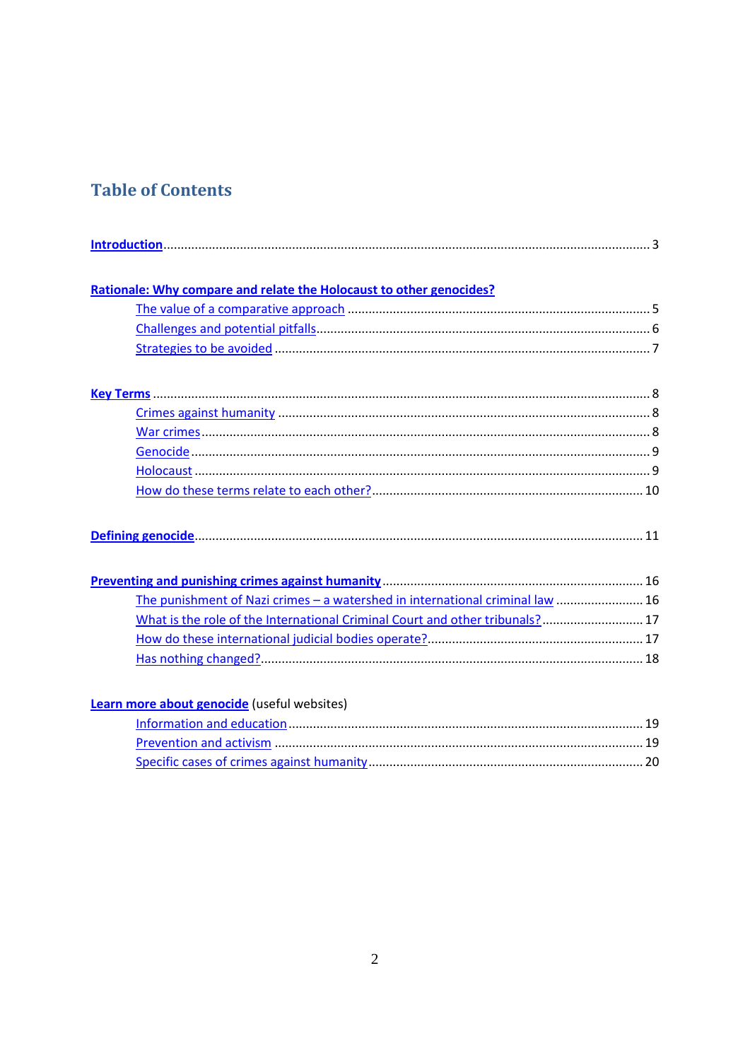## Table of Contents

**Introduction** ........ 3

**Rationale: Why compare and relate the Holocaust to other genocides?**

- The value of a comparative approach ........ 5
- Challenges and potential pitfalls ........ 6
- Strategies to be avoided ........ 7

**Key Terms** ........ 8

- Crimes against humanity ........ 8
- War crimes ........ 8
- Genocide ........ 9
- Holocaust ........ 9
- How do these terms relate to each other? ........ 10

**Defining genocide** ........ 11

**Preventing and punishing crimes against humanity** ........ 16

- The punishment of Nazi crimes – a watershed in international criminal law ........ 16
- What is the role of the International Criminal Court and other tribunals? ........ 17
- How do these international judicial bodies operate? ........ 17
- Has nothing changed? ........ 18

**Learn more about genocide** (useful websites)

- Information and education ........ 19
- Prevention and activism ........ 19
- Specific cases of crimes against humanity ........ 20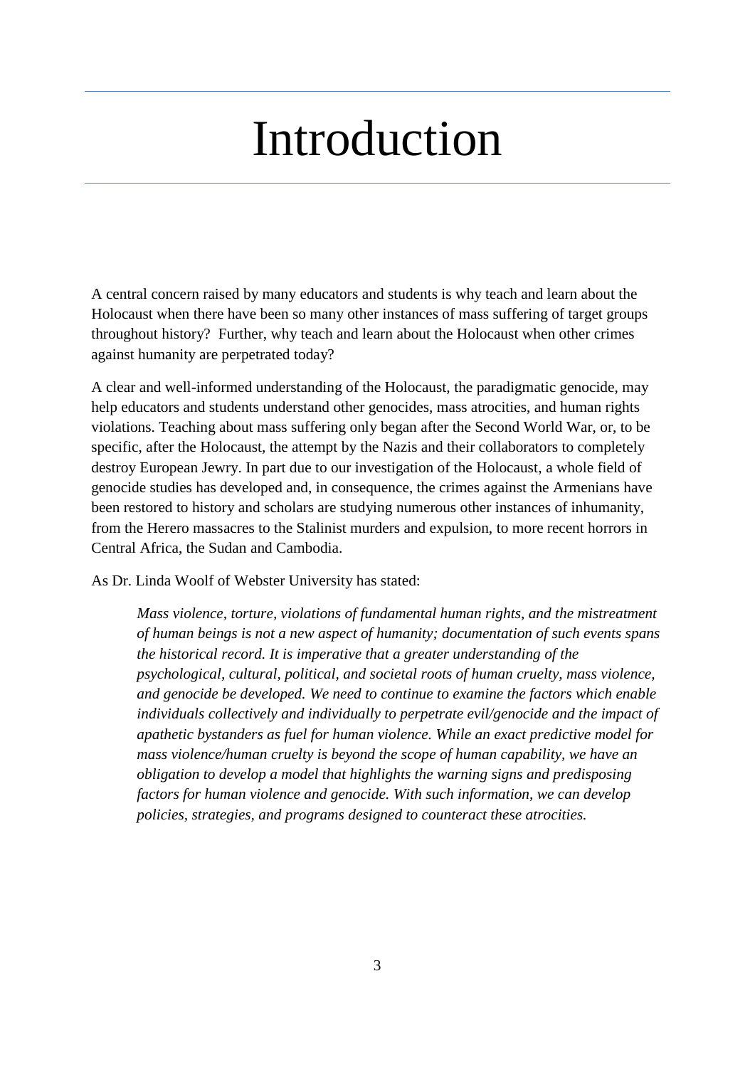# Introduction

A central concern raised by many educators and students is why teach and learn about the Holocaust when there have been so many other instances of mass suffering of target groups throughout history? Further, why teach and learn about the Holocaust when other crimes against humanity are perpetrated today?

A clear and well-informed understanding of the Holocaust, the paradigmatic genocide, may help educators and students understand other genocides, mass atrocities, and human rights violations. Teaching about mass suffering only began after the Second World War, or, to be specific, after the Holocaust, the attempt by the Nazis and their collaborators to completely destroy European Jewry. In part due to our investigation of the Holocaust, a whole field of genocide studies has developed and, in consequence, the crimes against the Armenians have been restored to history and scholars are studying numerous other instances of inhumanity, from the Herero massacres to the Stalinist murders and expulsion, to more recent horrors in Central Africa, the Sudan and Cambodia.

As Dr. Linda Woolf of Webster University has stated:

> *Mass violence, torture, violations of fundamental human rights, and the mistreatment of human beings is not a new aspect of humanity; documentation of such events spans the historical record. It is imperative that a greater understanding of the psychological, cultural, political, and societal roots of human cruelty, mass violence, and genocide be developed. We need to continue to examine the factors which enable individuals collectively and individually to perpetrate evil/genocide and the impact of apathetic bystanders as fuel for human violence. While an exact predictive model for mass violence/human cruelty is beyond the scope of human capability, we have an obligation to develop a model that highlights the warning signs and predisposing factors for human violence and genocide. With such information, we can develop policies, strategies, and programs designed to counteract these atrocities.*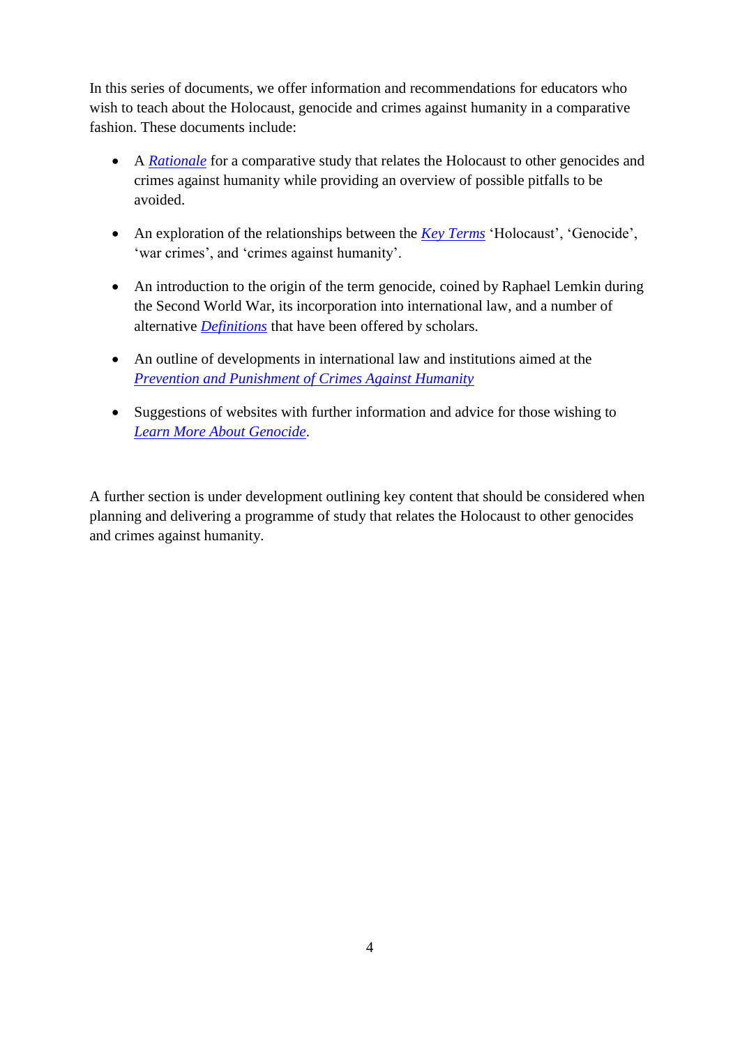In this series of documents, we offer information and recommendations for educators who wish to teach about the Holocaust, genocide and crimes against humanity in a comparative fashion. These documents include:

- A *Rationale* for a comparative study that relates the Holocaust to other genocides and crimes against humanity while providing an overview of possible pitfalls to be avoided.

- An exploration of the relationships between the *Key Terms* 'Holocaust', 'Genocide', 'war crimes', and 'crimes against humanity'.

- An introduction to the origin of the term genocide, coined by Raphael Lemkin during the Second World War, its incorporation into international law, and a number of alternative *Definitions* that have been offered by scholars.

- An outline of developments in international law and institutions aimed at the *Prevention and Punishment of Crimes Against Humanity*

- Suggestions of websites with further information and advice for those wishing to *Learn More About Genocide*.

A further section is under development outlining key content that should be considered when planning and delivering a programme of study that relates the Holocaust to other genocides and crimes against humanity.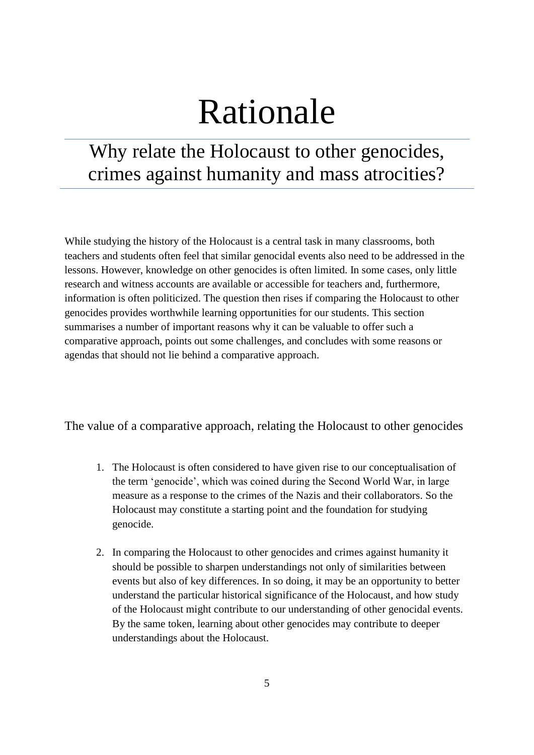# Rationale

## Why relate the Holocaust to other genocides, crimes against humanity and mass atrocities?

While studying the history of the Holocaust is a central task in many classrooms, both teachers and students often feel that similar genocidal events also need to be addressed in the lessons. However, knowledge on other genocides is often limited. In some cases, only little research and witness accounts are available or accessible for teachers and, furthermore, information is often politicized. The question then rises if comparing the Holocaust to other genocides provides worthwhile learning opportunities for our students. This section summarises a number of important reasons why it can be valuable to offer such a comparative approach, points out some challenges, and concludes with some reasons or agendas that should not lie behind a comparative approach.

### The value of a comparative approach, relating the Holocaust to other genocides

1. The Holocaust is often considered to have given rise to our conceptualisation of the term 'genocide', which was coined during the Second World War, in large measure as a response to the crimes of the Nazis and their collaborators. So the Holocaust may constitute a starting point and the foundation for studying genocide.

2. In comparing the Holocaust to other genocides and crimes against humanity it should be possible to sharpen understandings not only of similarities between events but also of key differences. In so doing, it may be an opportunity to better understand the particular historical significance of the Holocaust, and how study of the Holocaust might contribute to our understanding of other genocidal events. By the same token, learning about other genocides may contribute to deeper understandings about the Holocaust.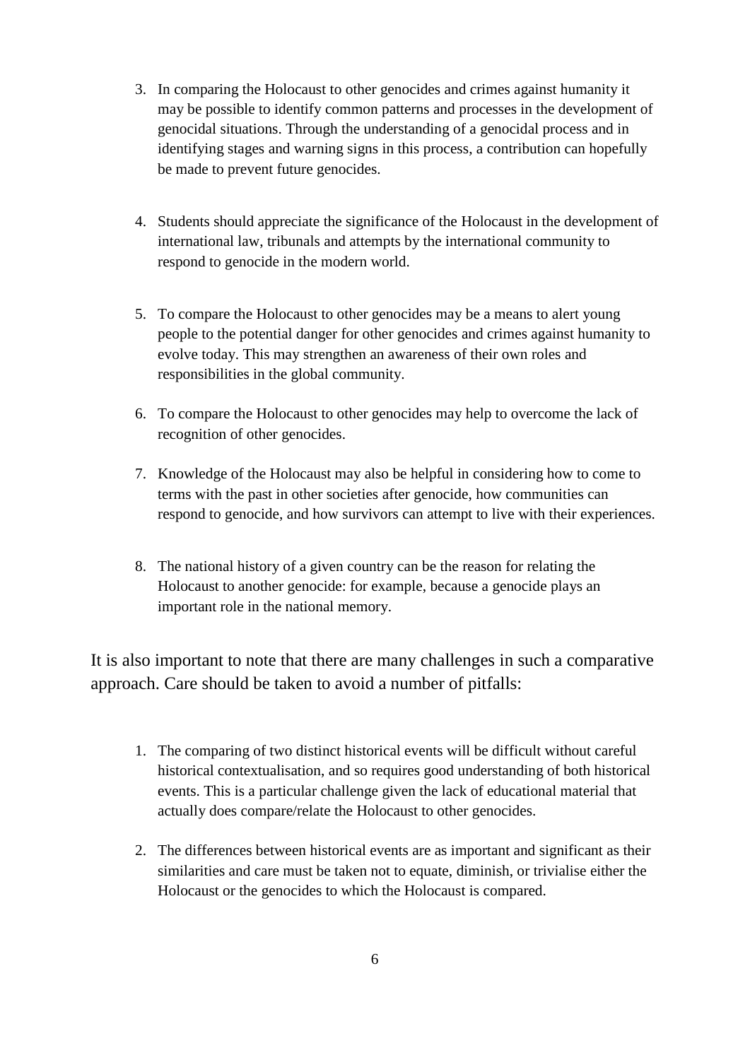3. In comparing the Holocaust to other genocides and crimes against humanity it may be possible to identify common patterns and processes in the development of genocidal situations. Through the understanding of a genocidal process and in identifying stages and warning signs in this process, a contribution can hopefully be made to prevent future genocides.

4. Students should appreciate the significance of the Holocaust in the development of international law, tribunals and attempts by the international community to respond to genocide in the modern world.

5. To compare the Holocaust to other genocides may be a means to alert young people to the potential danger for other genocides and crimes against humanity to evolve today. This may strengthen an awareness of their own roles and responsibilities in the global community.

6. To compare the Holocaust to other genocides may help to overcome the lack of recognition of other genocides.

7. Knowledge of the Holocaust may also be helpful in considering how to come to terms with the past in other societies after genocide, how communities can respond to genocide, and how survivors can attempt to live with their experiences.

8. The national history of a given country can be the reason for relating the Holocaust to another genocide: for example, because a genocide plays an important role in the national memory.

It is also important to note that there are many challenges in such a comparative approach. Care should be taken to avoid a number of pitfalls:

1. The comparing of two distinct historical events will be difficult without careful historical contextualisation, and so requires good understanding of both historical events. This is a particular challenge given the lack of educational material that actually does compare/relate the Holocaust to other genocides.

2. The differences between historical events are as important and significant as their similarities and care must be taken not to equate, diminish, or trivialise either the Holocaust or the genocides to which the Holocaust is compared.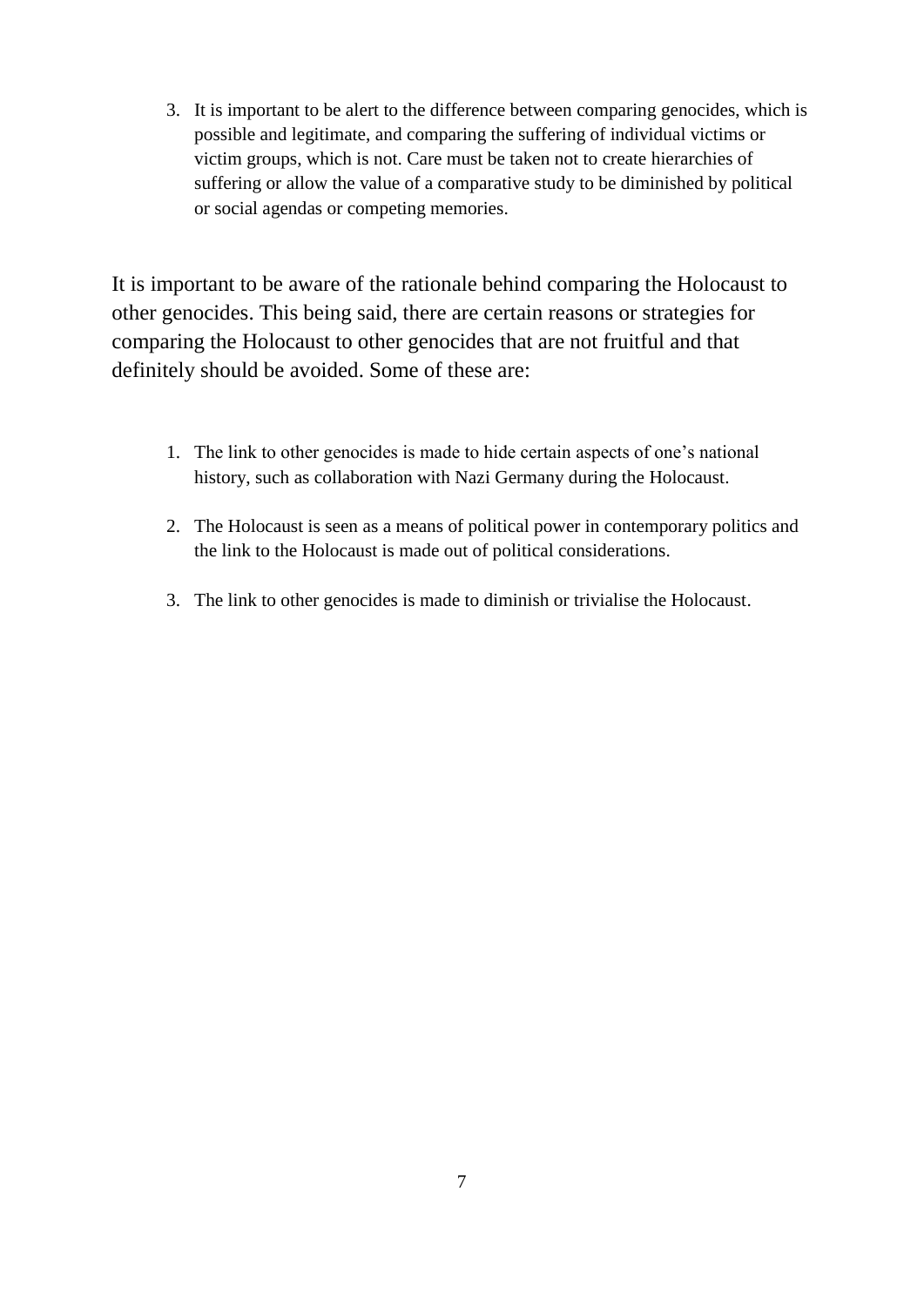3. It is important to be alert to the difference between comparing genocides, which is possible and legitimate, and comparing the suffering of individual victims or victim groups, which is not. Care must be taken not to create hierarchies of suffering or allow the value of a comparative study to be diminished by political or social agendas or competing memories.

It is important to be aware of the rationale behind comparing the Holocaust to other genocides. This being said, there are certain reasons or strategies for comparing the Holocaust to other genocides that are not fruitful and that definitely should be avoided. Some of these are:

1. The link to other genocides is made to hide certain aspects of one's national history, such as collaboration with Nazi Germany during the Holocaust.

2. The Holocaust is seen as a means of political power in contemporary politics and the link to the Holocaust is made out of political considerations.

3. The link to other genocides is made to diminish or trivialise the Holocaust.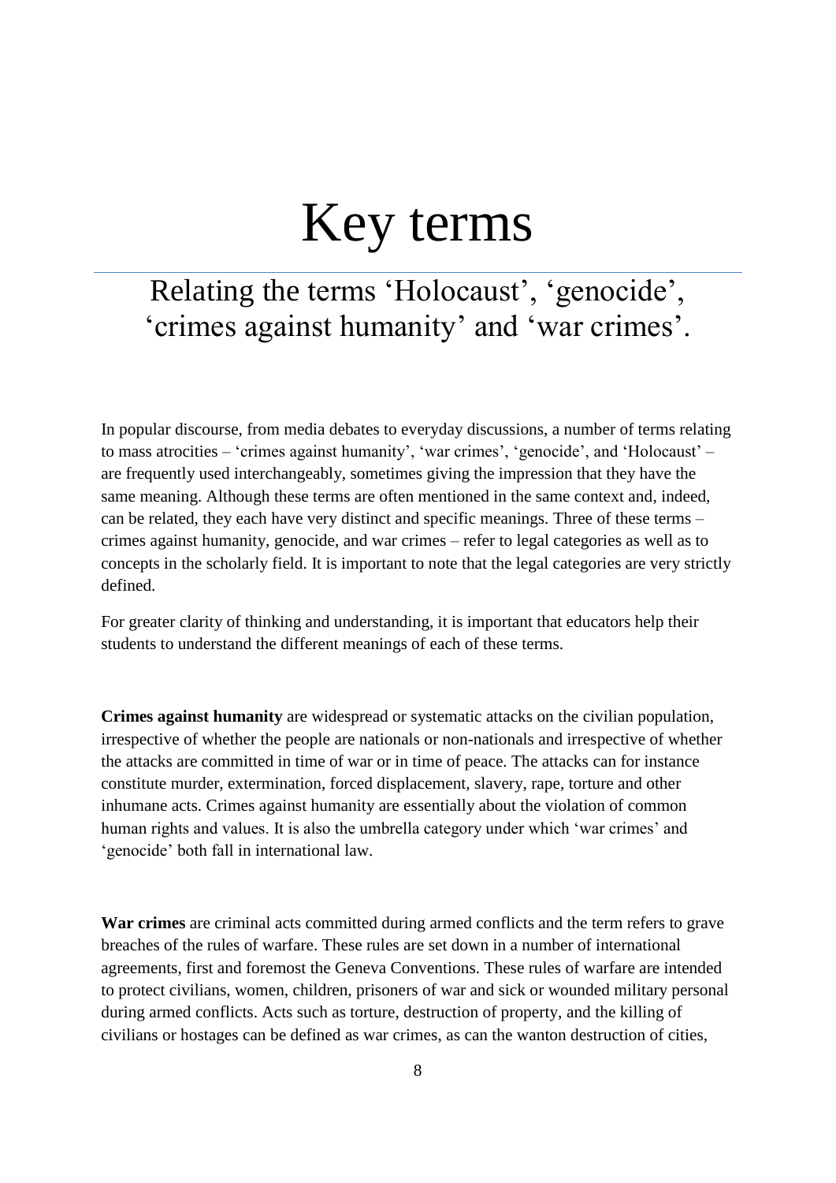# Key terms

## Relating the terms 'Holocaust', 'genocide', 'crimes against humanity' and 'war crimes'.

In popular discourse, from media debates to everyday discussions, a number of terms relating to mass atrocities – 'crimes against humanity', 'war crimes', 'genocide', and 'Holocaust' – are frequently used interchangeably, sometimes giving the impression that they have the same meaning. Although these terms are often mentioned in the same context and, indeed, can be related, they each have very distinct and specific meanings. Three of these terms – crimes against humanity, genocide, and war crimes – refer to legal categories as well as to concepts in the scholarly field. It is important to note that the legal categories are very strictly defined.

For greater clarity of thinking and understanding, it is important that educators help their students to understand the different meanings of each of these terms.

**Crimes against humanity** are widespread or systematic attacks on the civilian population, irrespective of whether the people are nationals or non-nationals and irrespective of whether the attacks are committed in time of war or in time of peace. The attacks can for instance constitute murder, extermination, forced displacement, slavery, rape, torture and other inhumane acts. Crimes against humanity are essentially about the violation of common human rights and values. It is also the umbrella category under which 'war crimes' and 'genocide' both fall in international law.

**War crimes** are criminal acts committed during armed conflicts and the term refers to grave breaches of the rules of warfare. These rules are set down in a number of international agreements, first and foremost the Geneva Conventions. These rules of warfare are intended to protect civilians, women, children, prisoners of war and sick or wounded military personal during armed conflicts. Acts such as torture, destruction of property, and the killing of civilians or hostages can be defined as war crimes, as can the wanton destruction of cities,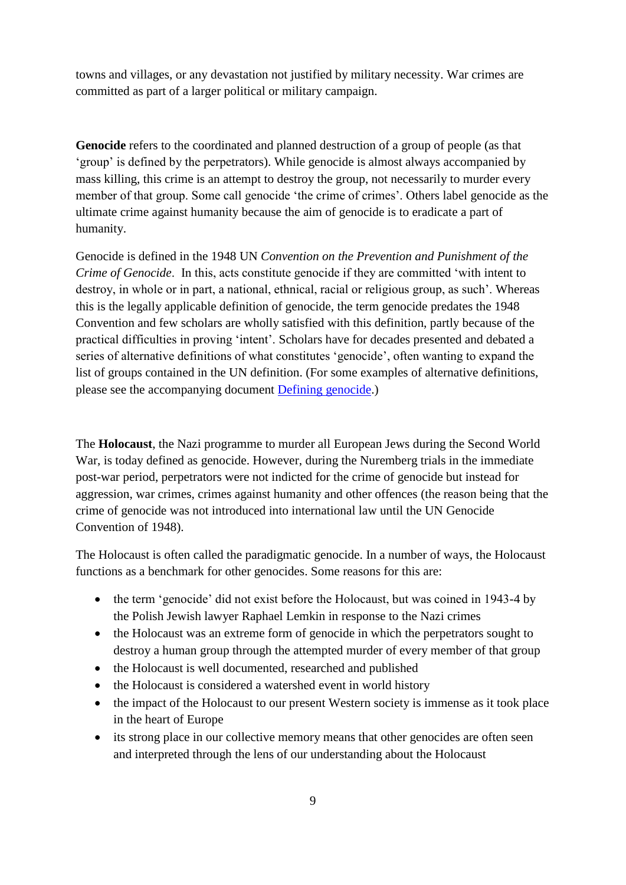towns and villages, or any devastation not justified by military necessity. War crimes are committed as part of a larger political or military campaign.

**Genocide** refers to the coordinated and planned destruction of a group of people (as that 'group' is defined by the perpetrators). While genocide is almost always accompanied by mass killing, this crime is an attempt to destroy the group, not necessarily to murder every member of that group. Some call genocide 'the crime of crimes'. Others label genocide as the ultimate crime against humanity because the aim of genocide is to eradicate a part of humanity.

Genocide is defined in the 1948 UN *Convention on the Prevention and Punishment of the Crime of Genocide*. In this, acts constitute genocide if they are committed 'with intent to destroy, in whole or in part, a national, ethnical, racial or religious group, as such'. Whereas this is the legally applicable definition of genocide, the term genocide predates the 1948 Convention and few scholars are wholly satisfied with this definition, partly because of the practical difficulties in proving 'intent'. Scholars have for decades presented and debated a series of alternative definitions of what constitutes 'genocide', often wanting to expand the list of groups contained in the UN definition. (For some examples of alternative definitions, please see the accompanying document Defining genocide.)

The **Holocaust**, the Nazi programme to murder all European Jews during the Second World War, is today defined as genocide. However, during the Nuremberg trials in the immediate post-war period, perpetrators were not indicted for the crime of genocide but instead for aggression, war crimes, crimes against humanity and other offences (the reason being that the crime of genocide was not introduced into international law until the UN Genocide Convention of 1948).

The Holocaust is often called the paradigmatic genocide. In a number of ways, the Holocaust functions as a benchmark for other genocides. Some reasons for this are:

- the term 'genocide' did not exist before the Holocaust, but was coined in 1943-4 by the Polish Jewish lawyer Raphael Lemkin in response to the Nazi crimes
- the Holocaust was an extreme form of genocide in which the perpetrators sought to destroy a human group through the attempted murder of every member of that group
- the Holocaust is well documented, researched and published
- the Holocaust is considered a watershed event in world history
- the impact of the Holocaust to our present Western society is immense as it took place in the heart of Europe
- its strong place in our collective memory means that other genocides are often seen and interpreted through the lens of our understanding about the Holocaust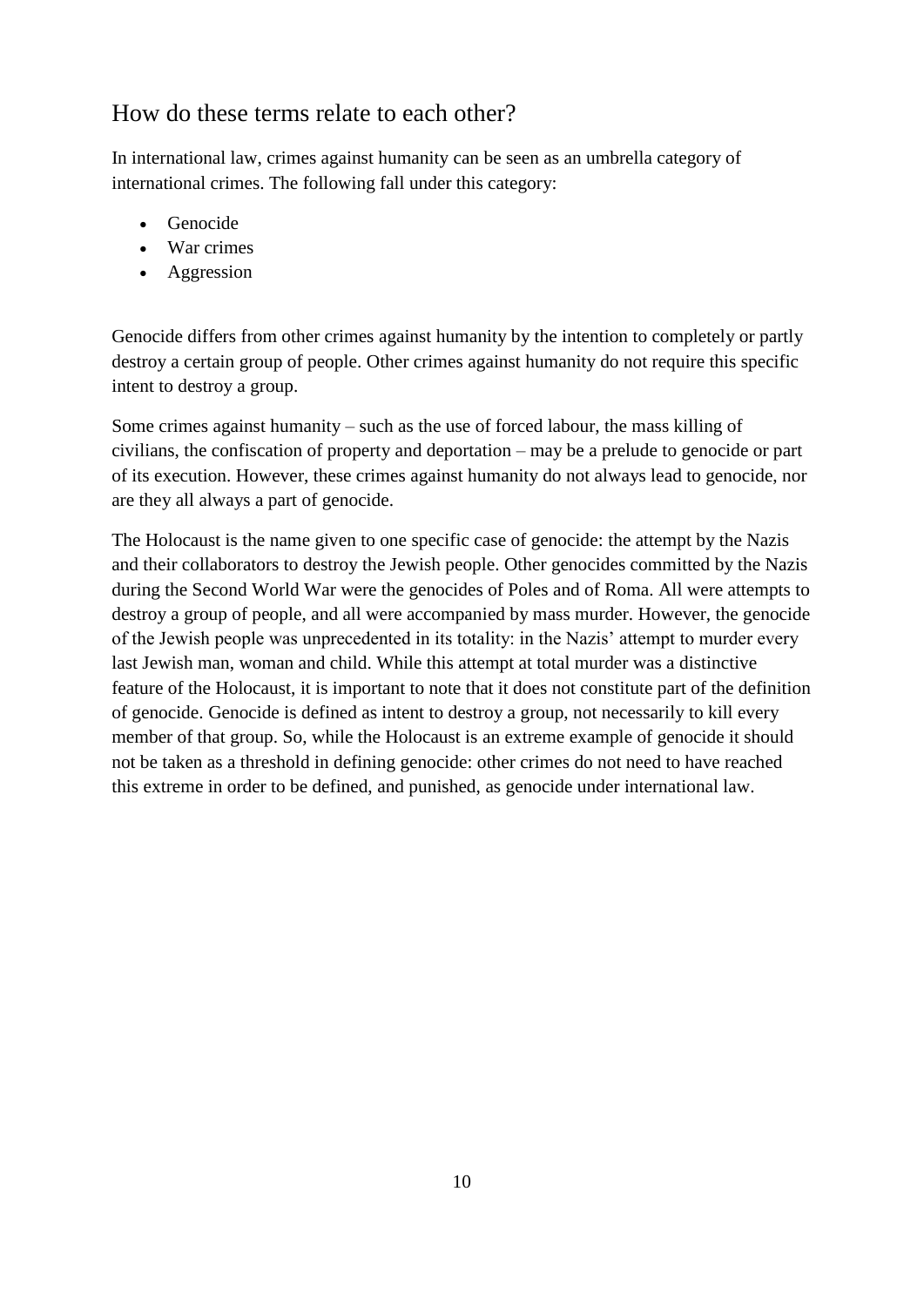## How do these terms relate to each other?

In international law, crimes against humanity can be seen as an umbrella category of international crimes. The following fall under this category:

- Genocide
- War crimes
- Aggression

Genocide differs from other crimes against humanity by the intention to completely or partly destroy a certain group of people. Other crimes against humanity do not require this specific intent to destroy a group.

Some crimes against humanity – such as the use of forced labour, the mass killing of civilians, the confiscation of property and deportation – may be a prelude to genocide or part of its execution. However, these crimes against humanity do not always lead to genocide, nor are they all always a part of genocide.

The Holocaust is the name given to one specific case of genocide: the attempt by the Nazis and their collaborators to destroy the Jewish people. Other genocides committed by the Nazis during the Second World War were the genocides of Poles and of Roma. All were attempts to destroy a group of people, and all were accompanied by mass murder. However, the genocide of the Jewish people was unprecedented in its totality: in the Nazis' attempt to murder every last Jewish man, woman and child. While this attempt at total murder was a distinctive feature of the Holocaust, it is important to note that it does not constitute part of the definition of genocide. Genocide is defined as intent to destroy a group, not necessarily to kill every member of that group. So, while the Holocaust is an extreme example of genocide it should not be taken as a threshold in defining genocide: other crimes do not need to have reached this extreme in order to be defined, and punished, as genocide under international law.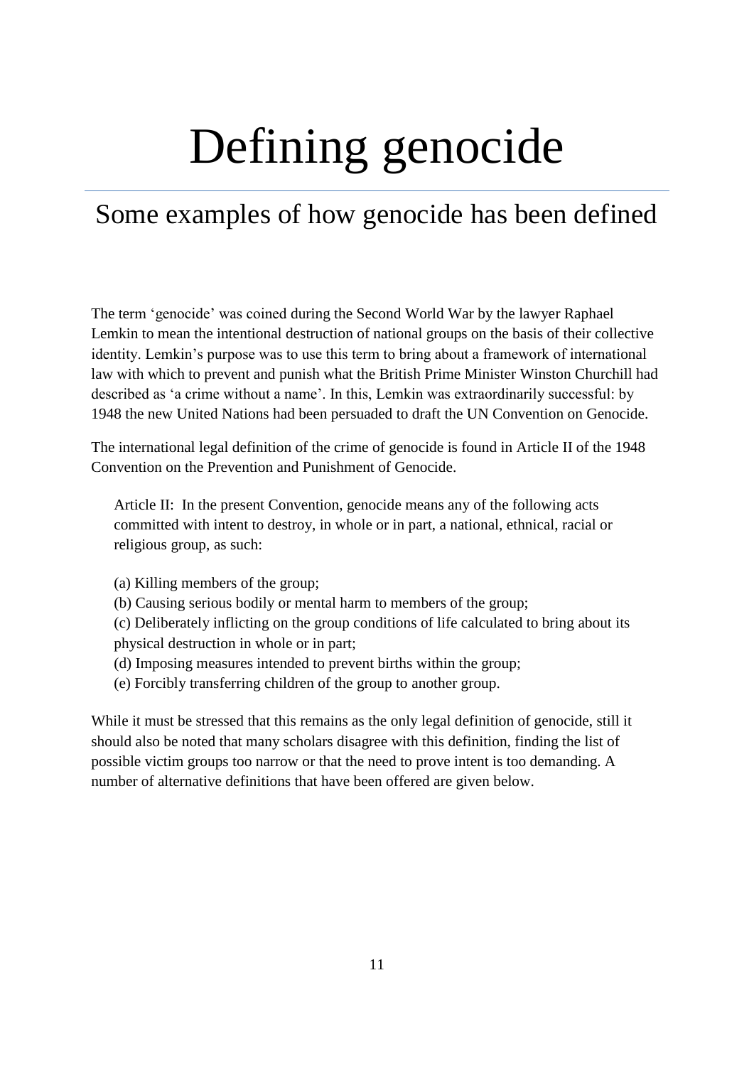# Defining genocide

## Some examples of how genocide has been defined

The term 'genocide' was coined during the Second World War by the lawyer Raphael Lemkin to mean the intentional destruction of national groups on the basis of their collective identity. Lemkin's purpose was to use this term to bring about a framework of international law with which to prevent and punish what the British Prime Minister Winston Churchill had described as 'a crime without a name'. In this, Lemkin was extraordinarily successful: by 1948 the new United Nations had been persuaded to draft the UN Convention on Genocide.

The international legal definition of the crime of genocide is found in Article II of the 1948 Convention on the Prevention and Punishment of Genocide.

> Article II: In the present Convention, genocide means any of the following acts committed with intent to destroy, in whole or in part, a national, ethnical, racial or religious group, as such:
>
> (a) Killing members of the group;
> (b) Causing serious bodily or mental harm to members of the group;
> (c) Deliberately inflicting on the group conditions of life calculated to bring about its physical destruction in whole or in part;
> (d) Imposing measures intended to prevent births within the group;
> (e) Forcibly transferring children of the group to another group.

While it must be stressed that this remains as the only legal definition of genocide, still it should also be noted that many scholars disagree with this definition, finding the list of possible victim groups too narrow or that the need to prove intent is too demanding. A number of alternative definitions that have been offered are given below.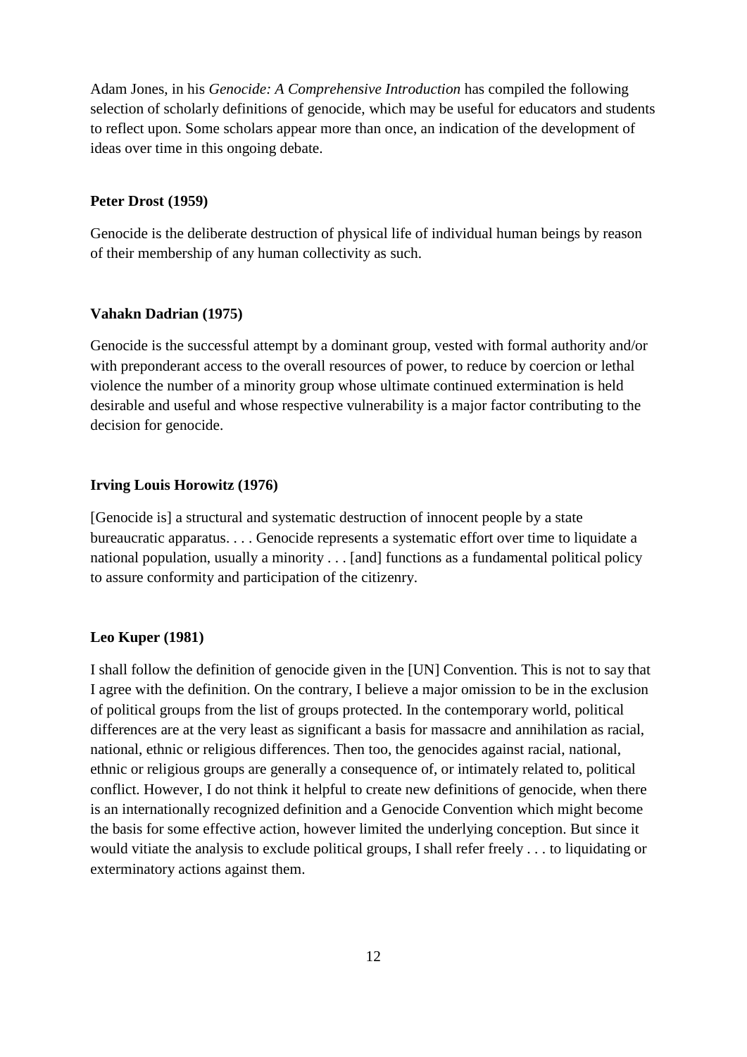Adam Jones, in his *Genocide: A Comprehensive Introduction* has compiled the following selection of scholarly definitions of genocide, which may be useful for educators and students to reflect upon. Some scholars appear more than once, an indication of the development of ideas over time in this ongoing debate.

**Peter Drost (1959)**

Genocide is the deliberate destruction of physical life of individual human beings by reason of their membership of any human collectivity as such.

**Vahakn Dadrian (1975)**

Genocide is the successful attempt by a dominant group, vested with formal authority and/or with preponderant access to the overall resources of power, to reduce by coercion or lethal violence the number of a minority group whose ultimate continued extermination is held desirable and useful and whose respective vulnerability is a major factor contributing to the decision for genocide.

**Irving Louis Horowitz (1976)**

[Genocide is] a structural and systematic destruction of innocent people by a state bureaucratic apparatus. . . . Genocide represents a systematic effort over time to liquidate a national population, usually a minority . . . [and] functions as a fundamental political policy to assure conformity and participation of the citizenry.

**Leo Kuper (1981)**

I shall follow the definition of genocide given in the [UN] Convention. This is not to say that I agree with the definition. On the contrary, I believe a major omission to be in the exclusion of political groups from the list of groups protected. In the contemporary world, political differences are at the very least as significant a basis for massacre and annihilation as racial, national, ethnic or religious differences. Then too, the genocides against racial, national, ethnic or religious groups are generally a consequence of, or intimately related to, political conflict. However, I do not think it helpful to create new definitions of genocide, when there is an internationally recognized definition and a Genocide Convention which might become the basis for some effective action, however limited the underlying conception. But since it would vitiate the analysis to exclude political groups, I shall refer freely . . . to liquidating or exterminatory actions against them.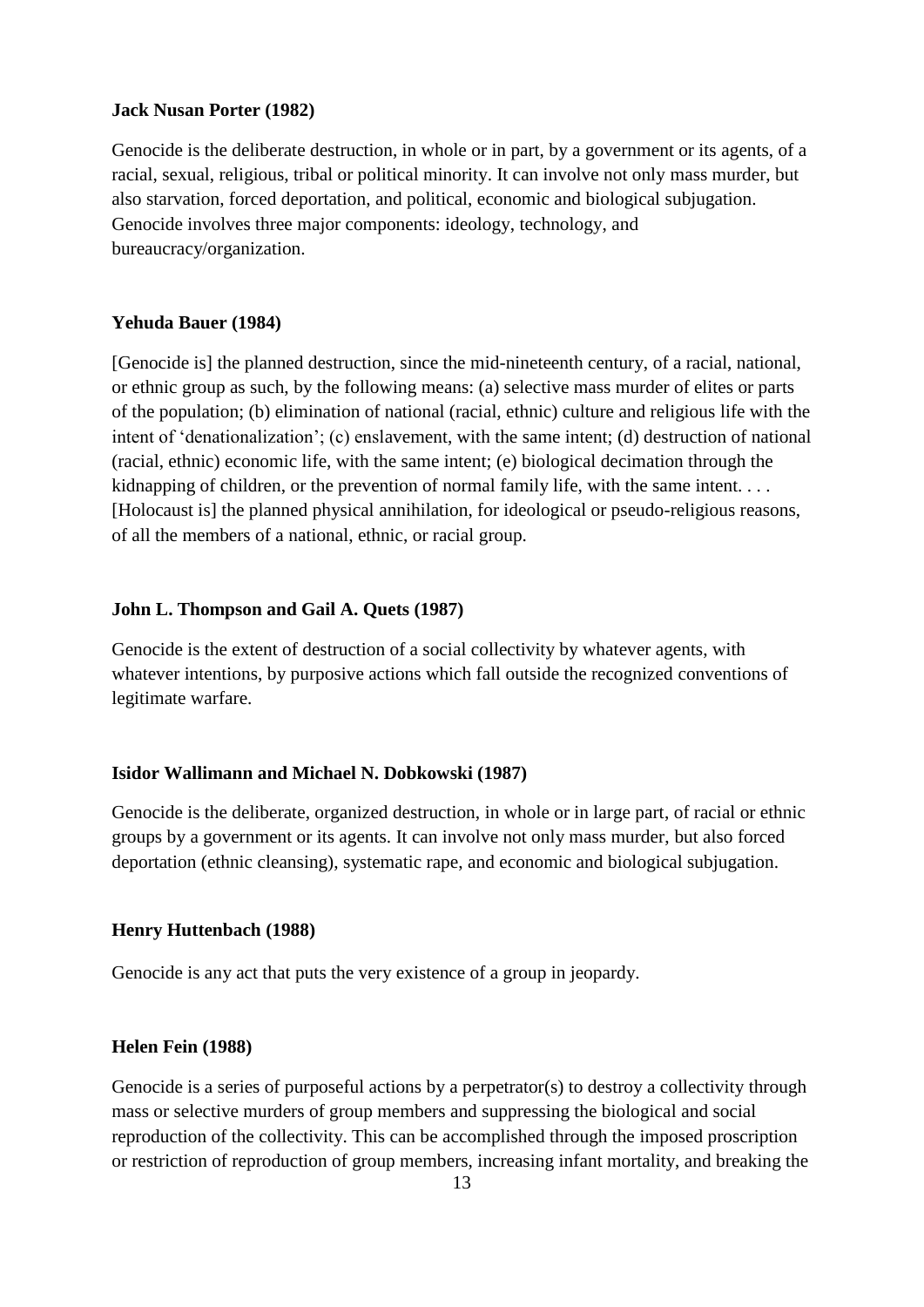**Jack Nusan Porter (1982)**

Genocide is the deliberate destruction, in whole or in part, by a government or its agents, of a racial, sexual, religious, tribal or political minority. It can involve not only mass murder, but also starvation, forced deportation, and political, economic and biological subjugation. Genocide involves three major components: ideology, technology, and bureaucracy/organization.

**Yehuda Bauer (1984)**

[Genocide is] the planned destruction, since the mid-nineteenth century, of a racial, national, or ethnic group as such, by the following means: (a) selective mass murder of elites or parts of the population; (b) elimination of national (racial, ethnic) culture and religious life with the intent of 'denationalization'; (c) enslavement, with the same intent; (d) destruction of national (racial, ethnic) economic life, with the same intent; (e) biological decimation through the kidnapping of children, or the prevention of normal family life, with the same intent. . . . [Holocaust is] the planned physical annihilation, for ideological or pseudo-religious reasons, of all the members of a national, ethnic, or racial group.

**John L. Thompson and Gail A. Quets (1987)**

Genocide is the extent of destruction of a social collectivity by whatever agents, with whatever intentions, by purposive actions which fall outside the recognized conventions of legitimate warfare.

**Isidor Wallimann and Michael N. Dobkowski (1987)**

Genocide is the deliberate, organized destruction, in whole or in large part, of racial or ethnic groups by a government or its agents. It can involve not only mass murder, but also forced deportation (ethnic cleansing), systematic rape, and economic and biological subjugation.

**Henry Huttenbach (1988)**

Genocide is any act that puts the very existence of a group in jeopardy.

**Helen Fein (1988)**

Genocide is a series of purposeful actions by a perpetrator(s) to destroy a collectivity through mass or selective murders of group members and suppressing the biological and social reproduction of the collectivity. This can be accomplished through the imposed proscription or restriction of reproduction of group members, increasing infant mortality, and breaking the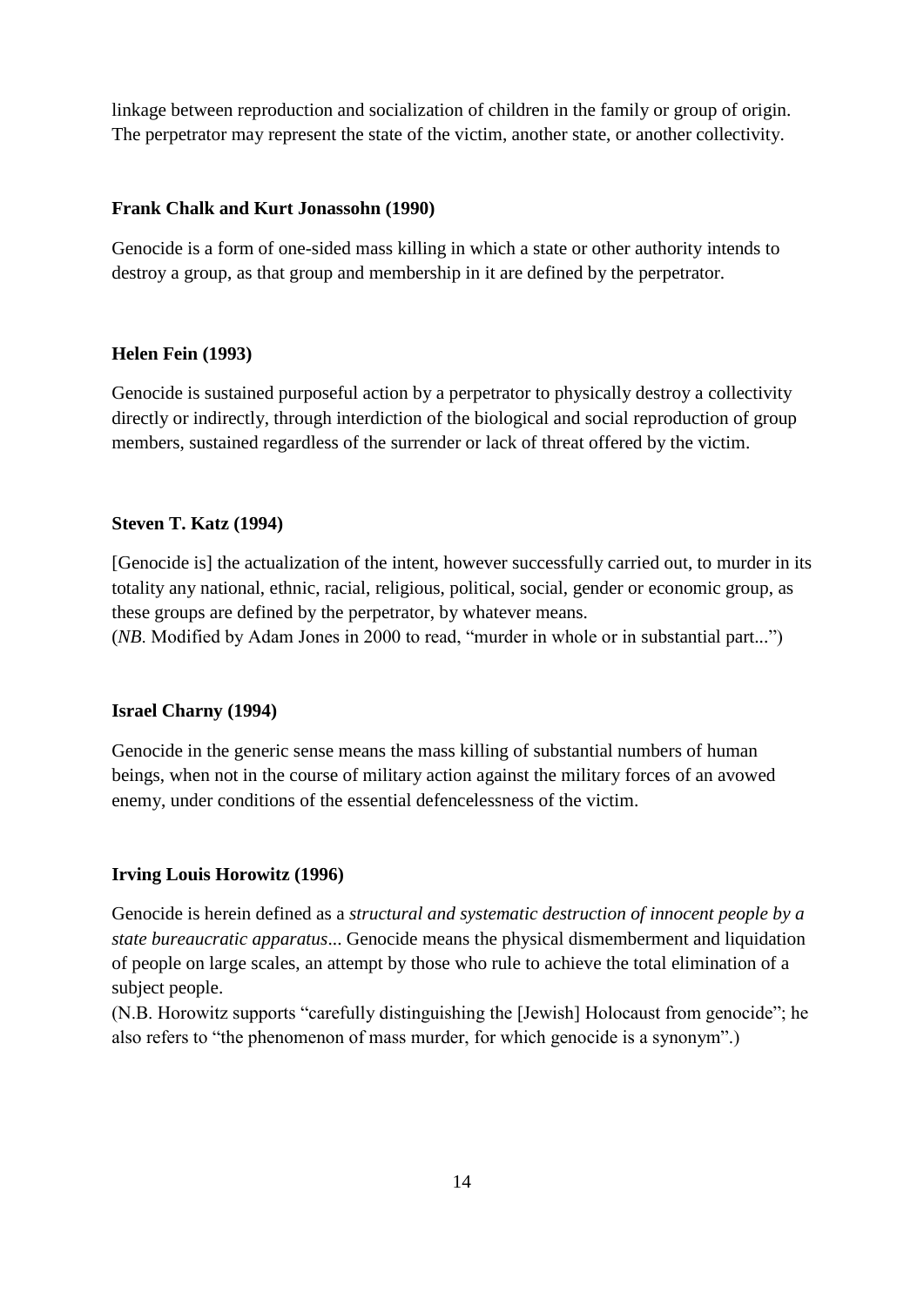linkage between reproduction and socialization of children in the family or group of origin. The perpetrator may represent the state of the victim, another state, or another collectivity.

**Frank Chalk and Kurt Jonassohn (1990)**

Genocide is a form of one-sided mass killing in which a state or other authority intends to destroy a group, as that group and membership in it are defined by the perpetrator.

**Helen Fein (1993)**

Genocide is sustained purposeful action by a perpetrator to physically destroy a collectivity directly or indirectly, through interdiction of the biological and social reproduction of group members, sustained regardless of the surrender or lack of threat offered by the victim.

**Steven T. Katz (1994)**

[Genocide is] the actualization of the intent, however successfully carried out, to murder in its totality any national, ethnic, racial, religious, political, social, gender or economic group, as these groups are defined by the perpetrator, by whatever means.
(*NB.* Modified by Adam Jones in 2000 to read, "murder in whole or in substantial part...")

**Israel Charny (1994)**

Genocide in the generic sense means the mass killing of substantial numbers of human beings, when not in the course of military action against the military forces of an avowed enemy, under conditions of the essential defencelessness of the victim.

**Irving Louis Horowitz (1996)**

Genocide is herein defined as a *structural and systematic destruction of innocent people by a state bureaucratic apparatus*... Genocide means the physical dismemberment and liquidation of people on large scales, an attempt by those who rule to achieve the total elimination of a subject people.
(N.B. Horowitz supports "carefully distinguishing the [Jewish] Holocaust from genocide"; he also refers to "the phenomenon of mass murder, for which genocide is a synonym".)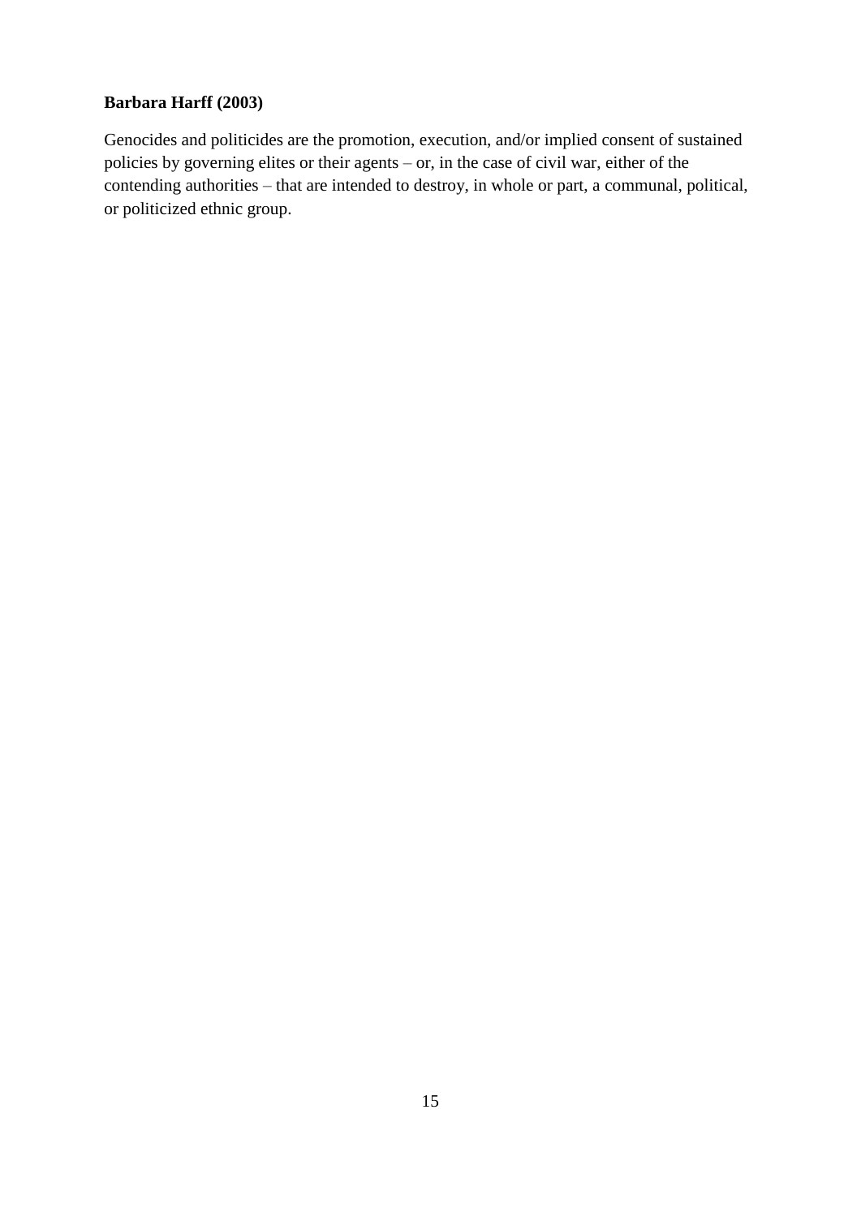**Barbara Harff (2003)**

Genocides and politicides are the promotion, execution, and/or implied consent of sustained policies by governing elites or their agents – or, in the case of civil war, either of the contending authorities – that are intended to destroy, in whole or part, a communal, political, or politicized ethnic group.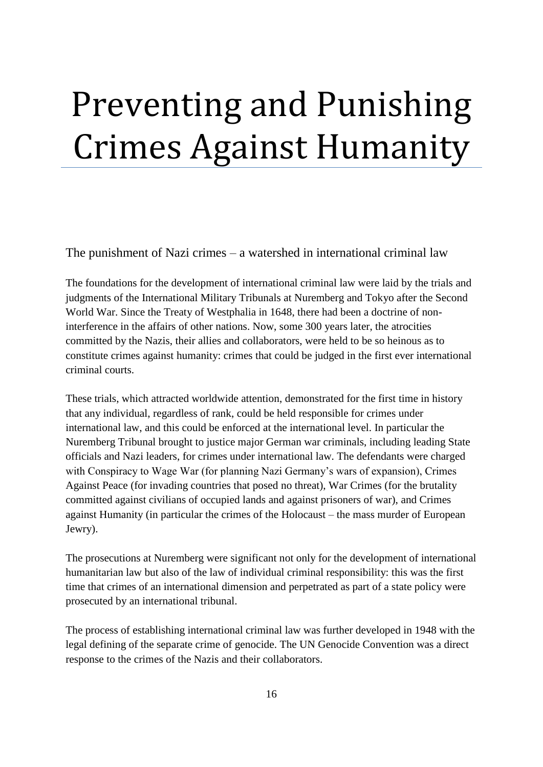# Preventing and Punishing Crimes Against Humanity

## The punishment of Nazi crimes – a watershed in international criminal law

The foundations for the development of international criminal law were laid by the trials and judgments of the International Military Tribunals at Nuremberg and Tokyo after the Second World War. Since the Treaty of Westphalia in 1648, there had been a doctrine of non-interference in the affairs of other nations. Now, some 300 years later, the atrocities committed by the Nazis, their allies and collaborators, were held to be so heinous as to constitute crimes against humanity: crimes that could be judged in the first ever international criminal courts.

These trials, which attracted worldwide attention, demonstrated for the first time in history that any individual, regardless of rank, could be held responsible for crimes under international law, and this could be enforced at the international level. In particular the Nuremberg Tribunal brought to justice major German war criminals, including leading State officials and Nazi leaders, for crimes under international law. The defendants were charged with Conspiracy to Wage War (for planning Nazi Germany's wars of expansion), Crimes Against Peace (for invading countries that posed no threat), War Crimes (for the brutality committed against civilians of occupied lands and against prisoners of war), and Crimes against Humanity (in particular the crimes of the Holocaust – the mass murder of European Jewry).

The prosecutions at Nuremberg were significant not only for the development of international humanitarian law but also of the law of individual criminal responsibility: this was the first time that crimes of an international dimension and perpetrated as part of a state policy were prosecuted by an international tribunal.

The process of establishing international criminal law was further developed in 1948 with the legal defining of the separate crime of genocide. The UN Genocide Convention was a direct response to the crimes of the Nazis and their collaborators.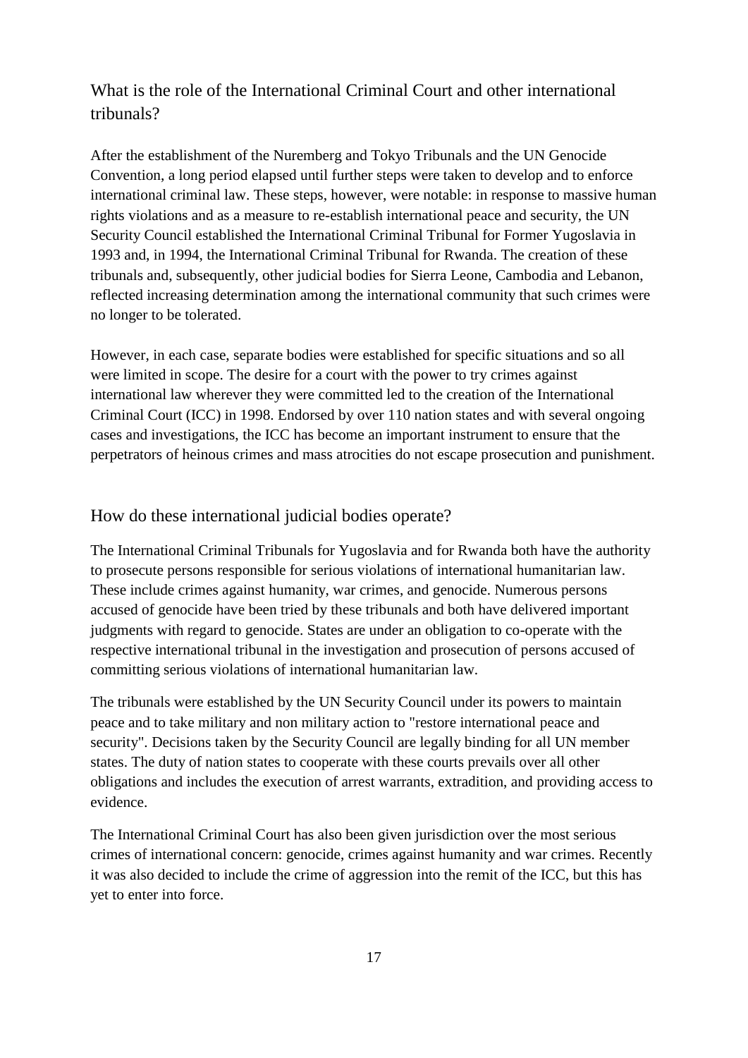## What is the role of the International Criminal Court and other international tribunals?

After the establishment of the Nuremberg and Tokyo Tribunals and the UN Genocide Convention, a long period elapsed until further steps were taken to develop and to enforce international criminal law. These steps, however, were notable: in response to massive human rights violations and as a measure to re-establish international peace and security, the UN Security Council established the International Criminal Tribunal for Former Yugoslavia in 1993 and, in 1994, the International Criminal Tribunal for Rwanda. The creation of these tribunals and, subsequently, other judicial bodies for Sierra Leone, Cambodia and Lebanon, reflected increasing determination among the international community that such crimes were no longer to be tolerated.

However, in each case, separate bodies were established for specific situations and so all were limited in scope. The desire for a court with the power to try crimes against international law wherever they were committed led to the creation of the International Criminal Court (ICC) in 1998. Endorsed by over 110 nation states and with several ongoing cases and investigations, the ICC has become an important instrument to ensure that the perpetrators of heinous crimes and mass atrocities do not escape prosecution and punishment.

## How do these international judicial bodies operate?

The International Criminal Tribunals for Yugoslavia and for Rwanda both have the authority to prosecute persons responsible for serious violations of international humanitarian law. These include crimes against humanity, war crimes, and genocide. Numerous persons accused of genocide have been tried by these tribunals and both have delivered important judgments with regard to genocide. States are under an obligation to co-operate with the respective international tribunal in the investigation and prosecution of persons accused of committing serious violations of international humanitarian law.

The tribunals were established by the UN Security Council under its powers to maintain peace and to take military and non military action to "restore international peace and security". Decisions taken by the Security Council are legally binding for all UN member states. The duty of nation states to cooperate with these courts prevails over all other obligations and includes the execution of arrest warrants, extradition, and providing access to evidence.

The International Criminal Court has also been given jurisdiction over the most serious crimes of international concern: genocide, crimes against humanity and war crimes. Recently it was also decided to include the crime of aggression into the remit of the ICC, but this has yet to enter into force.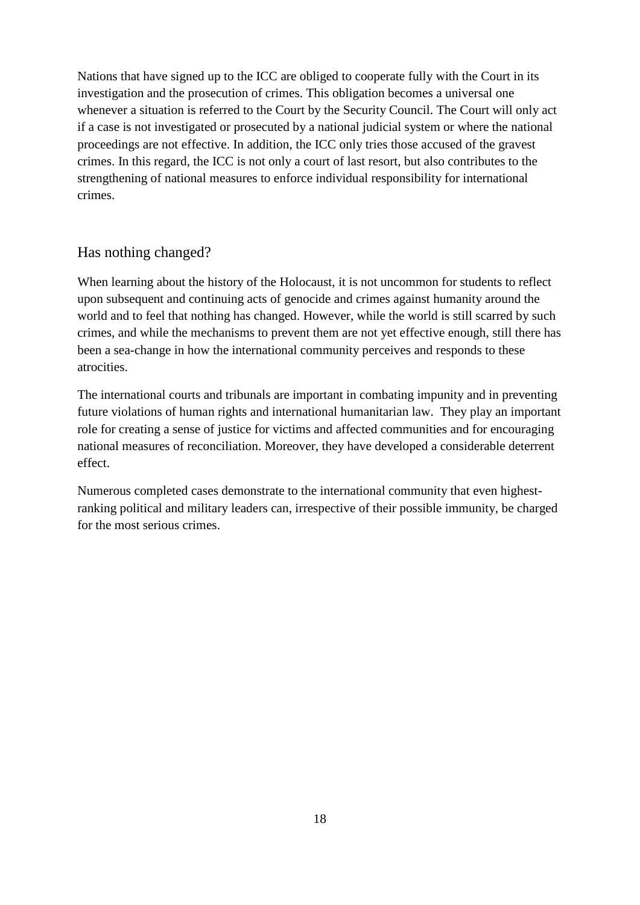Nations that have signed up to the ICC are obliged to cooperate fully with the Court in its investigation and the prosecution of crimes. This obligation becomes a universal one whenever a situation is referred to the Court by the Security Council. The Court will only act if a case is not investigated or prosecuted by a national judicial system or where the national proceedings are not effective. In addition, the ICC only tries those accused of the gravest crimes. In this regard, the ICC is not only a court of last resort, but also contributes to the strengthening of national measures to enforce individual responsibility for international crimes.

## Has nothing changed?

When learning about the history of the Holocaust, it is not uncommon for students to reflect upon subsequent and continuing acts of genocide and crimes against humanity around the world and to feel that nothing has changed. However, while the world is still scarred by such crimes, and while the mechanisms to prevent them are not yet effective enough, still there has been a sea-change in how the international community perceives and responds to these atrocities.

The international courts and tribunals are important in combating impunity and in preventing future violations of human rights and international humanitarian law. They play an important role for creating a sense of justice for victims and affected communities and for encouraging national measures of reconciliation. Moreover, they have developed a considerable deterrent effect.

Numerous completed cases demonstrate to the international community that even highest-ranking political and military leaders can, irrespective of their possible immunity, be charged for the most serious crimes.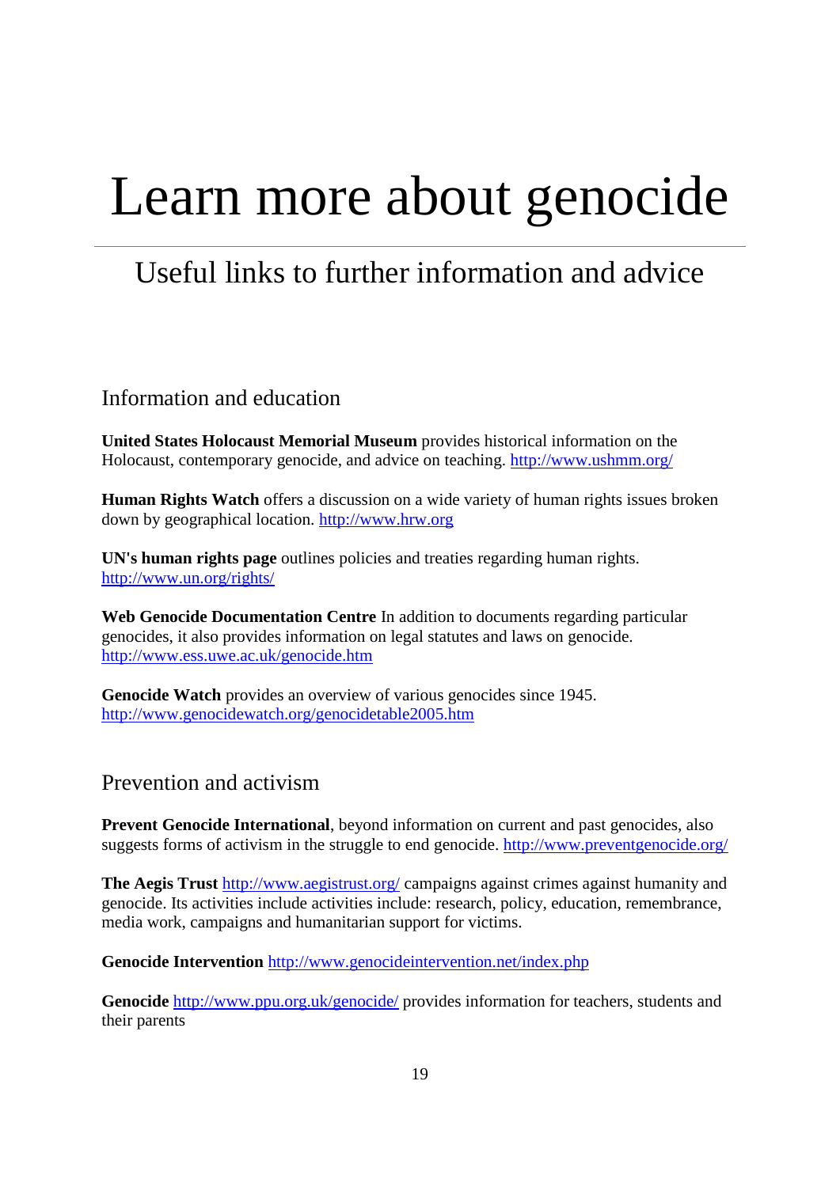# Learn more about genocide

## Useful links to further information and advice

### Information and education

**United States Holocaust Memorial Museum** provides historical information on the Holocaust, contemporary genocide, and advice on teaching. http://www.ushmm.org/

**Human Rights Watch** offers a discussion on a wide variety of human rights issues broken down by geographical location. http://www.hrw.org

**UN's human rights page** outlines policies and treaties regarding human rights. http://www.un.org/rights/

**Web Genocide Documentation Centre** In addition to documents regarding particular genocides, it also provides information on legal statutes and laws on genocide. http://www.ess.uwe.ac.uk/genocide.htm

**Genocide Watch** provides an overview of various genocides since 1945. http://www.genocidewatch.org/genocidetable2005.htm

### Prevention and activism

**Prevent Genocide International**, beyond information on current and past genocides, also suggests forms of activism in the struggle to end genocide. http://www.preventgenocide.org/

**The Aegis Trust** http://www.aegistrust.org/ campaigns against crimes against humanity and genocide. Its activities include activities include: research, policy, education, remembrance, media work, campaigns and humanitarian support for victims.

**Genocide Intervention** http://www.genocideintervention.net/index.php

**Genocide** http://www.ppu.org.uk/genocide/ provides information for teachers, students and their parents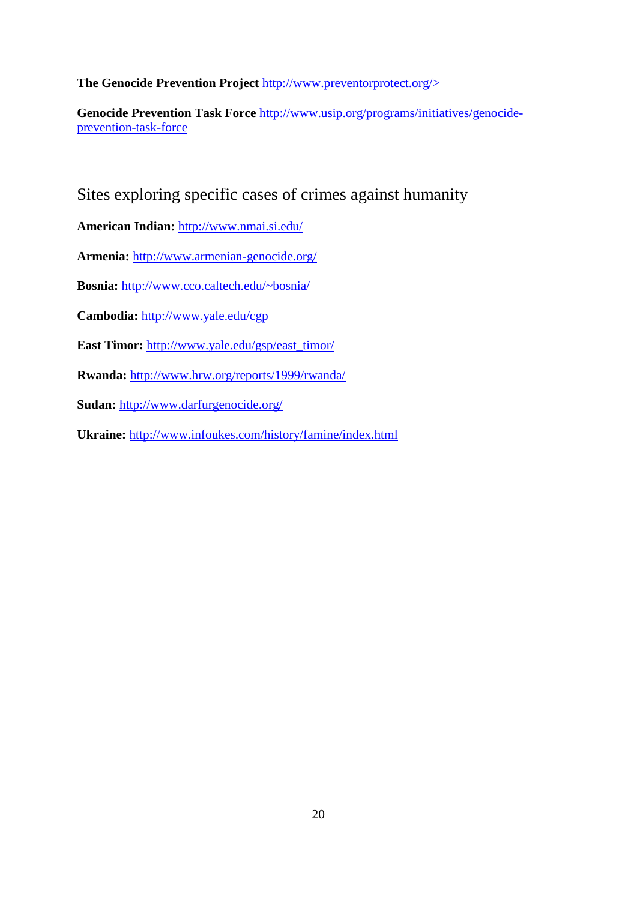**The Genocide Prevention Project** http://www.preventorprotect.org/>

**Genocide Prevention Task Force** http://www.usip.org/programs/initiatives/genocide-prevention-task-force

## Sites exploring specific cases of crimes against humanity

**American Indian:** http://www.nmai.si.edu/

**Armenia:** http://www.armenian-genocide.org/

**Bosnia:** http://www.cco.caltech.edu/~bosnia/

**Cambodia:** http://www.yale.edu/cgp

**East Timor:** http://www.yale.edu/gsp/east_timor/

**Rwanda:** http://www.hrw.org/reports/1999/rwanda/

**Sudan:** http://www.darfurgenocide.org/

**Ukraine:** http://www.infoukes.com/history/famine/index.html